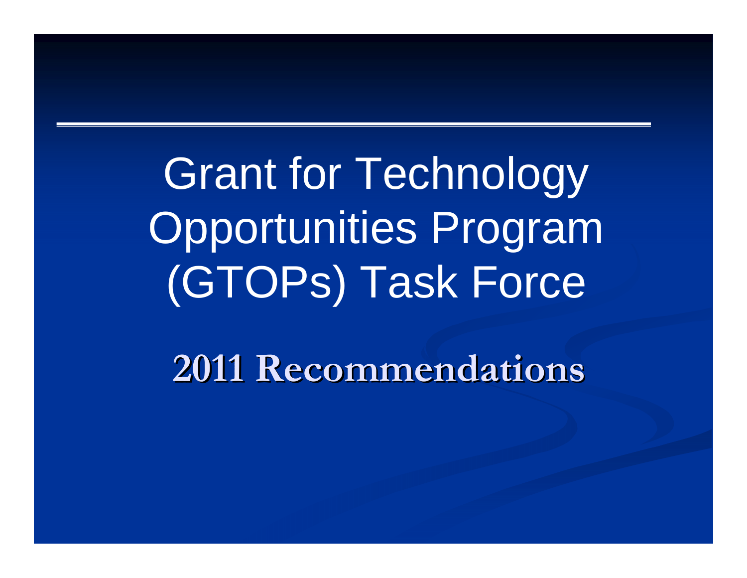# Grant for Technology Opportunities Program (GTOPs) Task Force

## 2011 Recommendations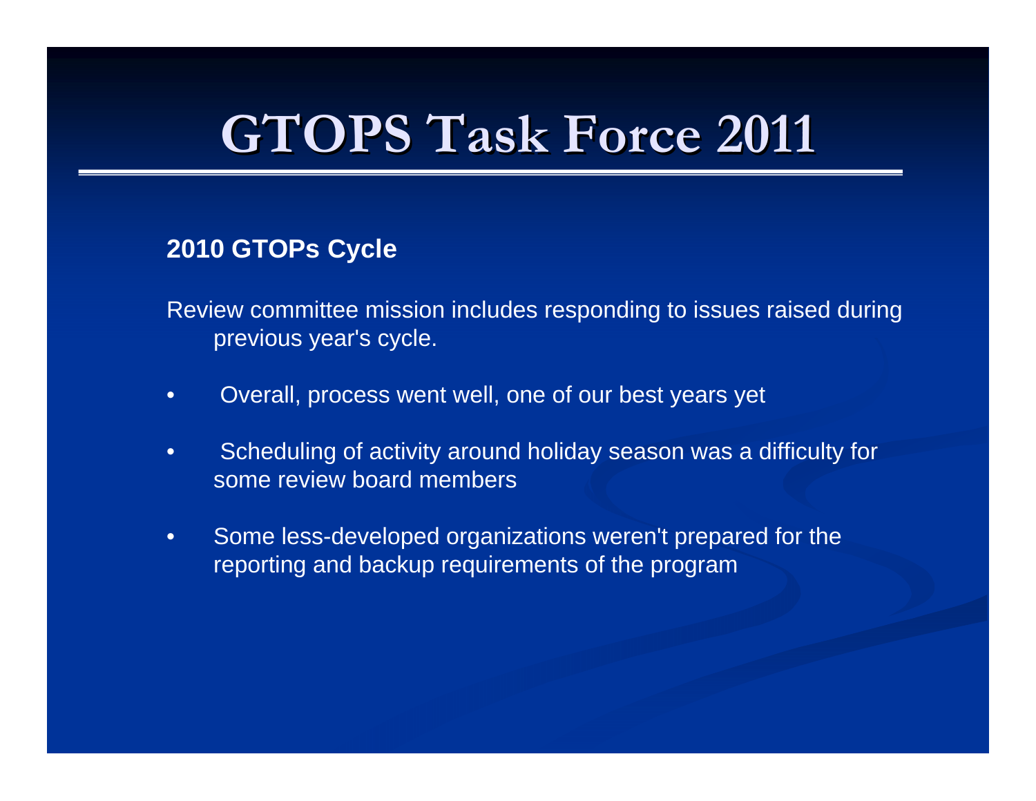# GTOPS Task Force 2011

**2010 GTOPs Cycle**

Review committee mission includes responding to issues raised during previous year's cycle.

- Overall, process went well, one of our best years yet
- Scheduling of activity around holiday season was a difficulty for some review board members
- Some less-developed organizations weren't prepared for the reporting and backup requirements of the program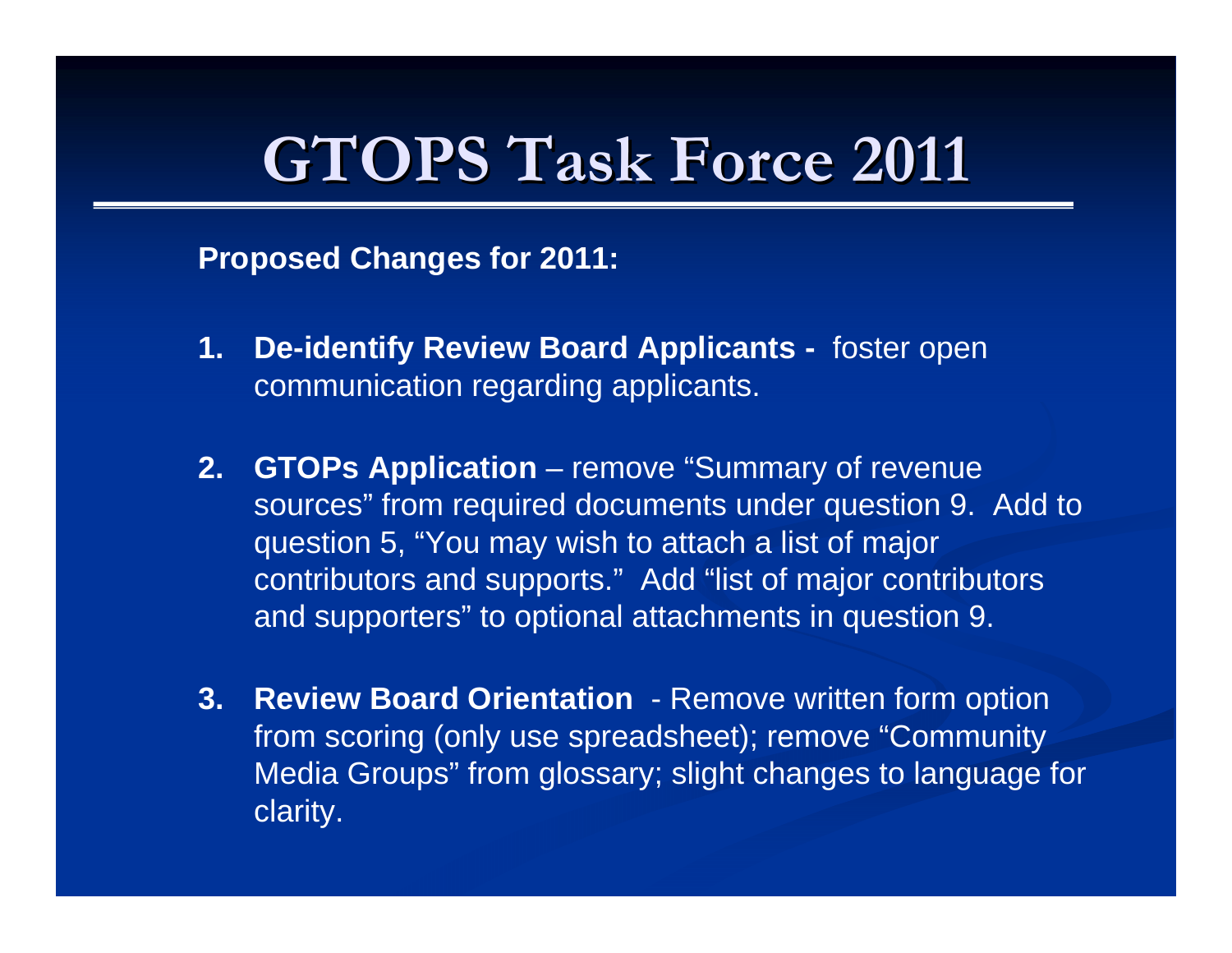# GTOPS Task Force 2011

**Proposed Changes for 2011:**

1. **De-identify Review Board Applicants -** foster open communication regarding applicants.

2. **GTOPs Application** – remove "Summary of revenue sources" from required documents under question 9. Add to question 5, "You may wish to attach a list of major contributors and supports." Add "list of major contributors and supporters" to optional attachments in question 9.

3. **Review Board Orientation** - Remove written form option from scoring (only use spreadsheet); remove "Community Media Groups" from glossary; slight changes to language for clarity.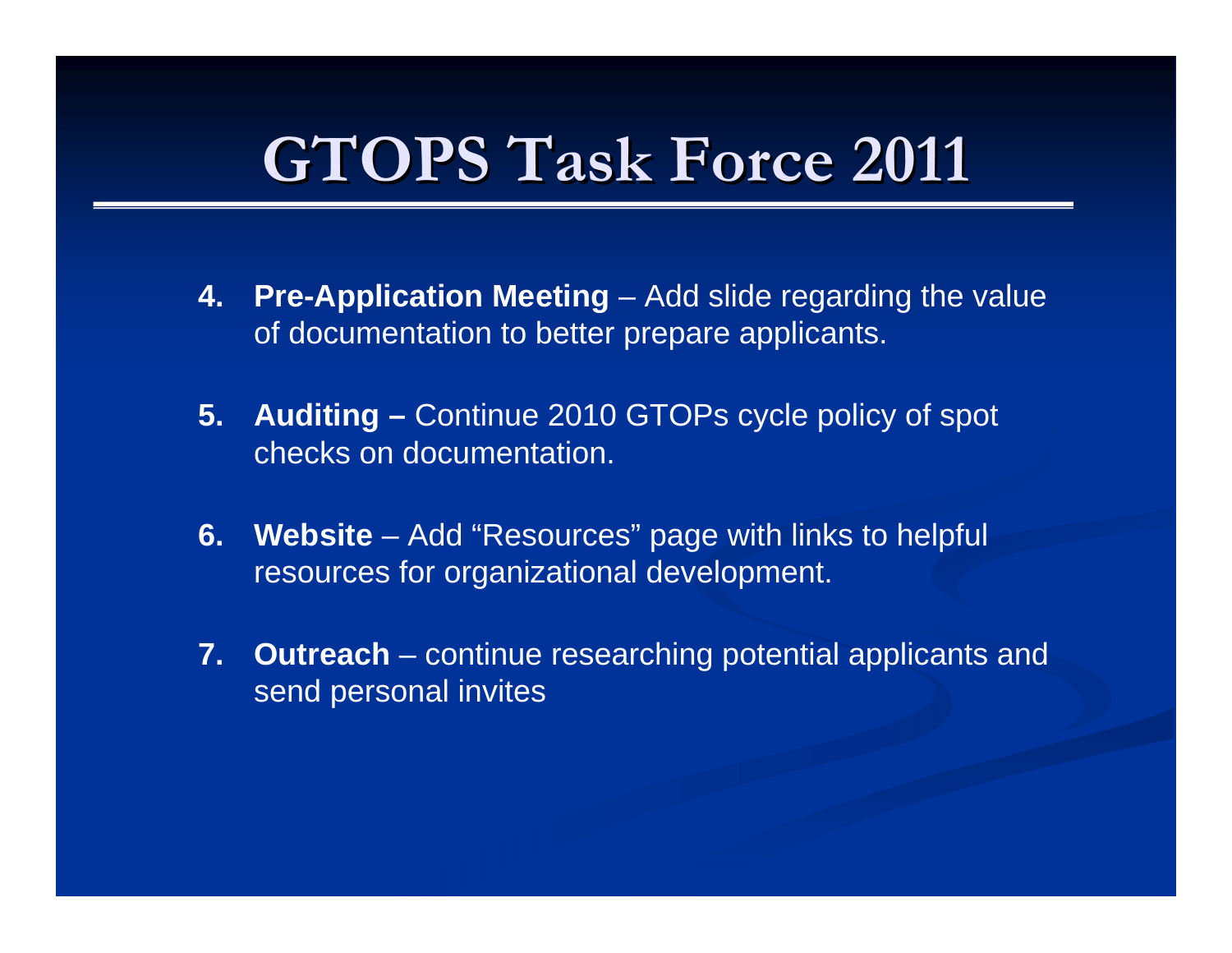# GTOPS Task Force 2011

4. **Pre-Application Meeting** – Add slide regarding the value of documentation to better prepare applicants.

5. **Auditing –** Continue 2010 GTOPs cycle policy of spot checks on documentation.

6. **Website** – Add “Resources” page with links to helpful resources for organizational development.

7. **Outreach** – continue researching potential applicants and send personal invites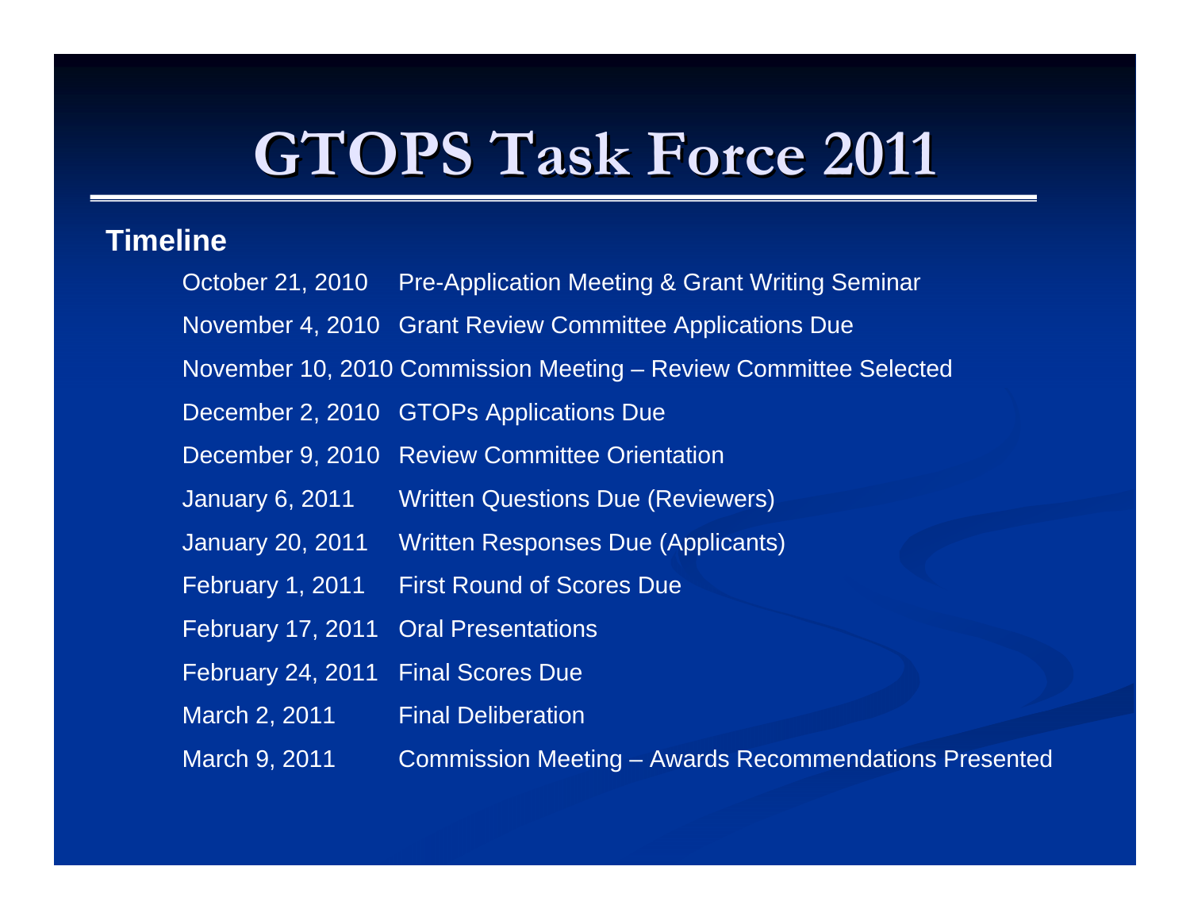# GTOPS Task Force 2011

**Timeline**

| | |
|---|---|
| October 21, 2010 | Pre-Application Meeting & Grant Writing Seminar |
| November 4, 2010 | Grant Review Committee Applications Due |
| November 10, 2010 | Commission Meeting – Review Committee Selected |
| December 2, 2010 | GTOPs Applications Due |
| December 9, 2010 | Review Committee Orientation |
| January 6, 2011 | Written Questions Due (Reviewers) |
| January 20, 2011 | Written Responses Due (Applicants) |
| February 1, 2011 | First Round of Scores Due |
| February 17, 2011 | Oral Presentations |
| February 24, 2011 | Final Scores Due |
| March 2, 2011 | Final Deliberation |
| March 9, 2011 | Commission Meeting – Awards Recommendations Presented |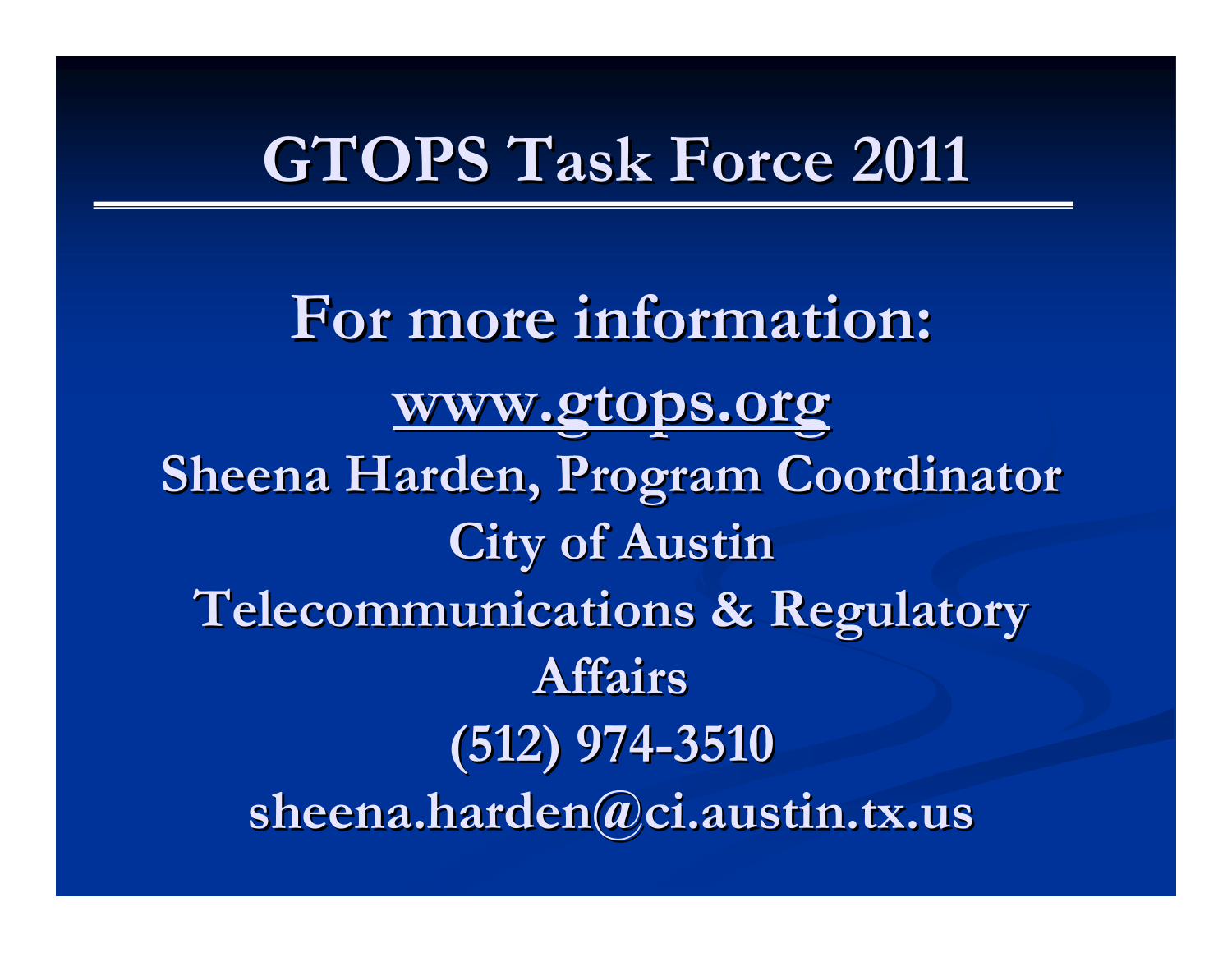# GTOPS Task Force 2011

## For more information:

**www.gtops.org**

**Sheena Harden, Program Coordinator**

**City of Austin**

**Telecommunications & Regulatory Affairs**

**(512) 974-3510**

**sheena.harden@ci.austin.tx.us**